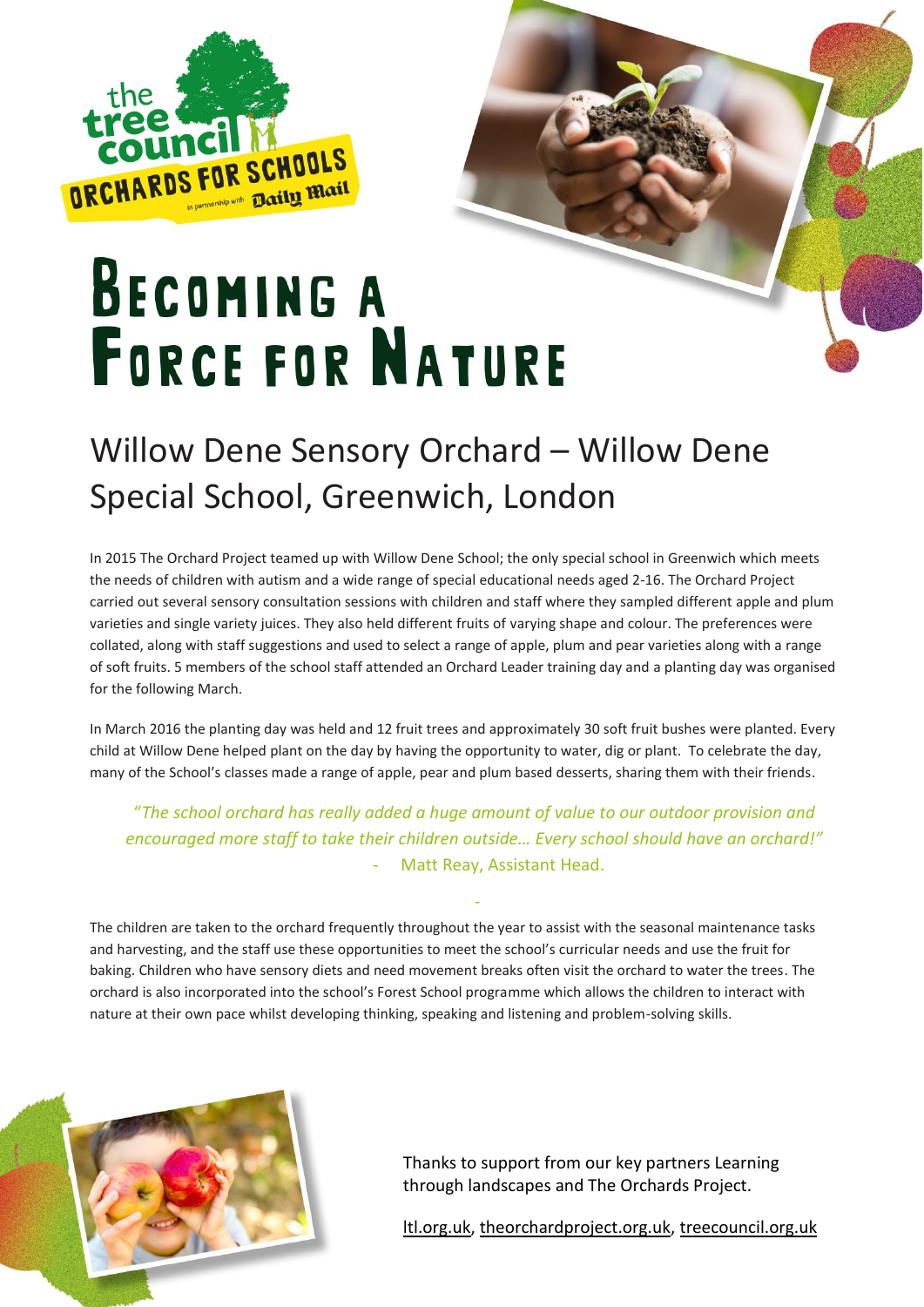the tree council

ORCHARDS FOR SCHOOLS

in partnership with Daily Mail

# Becoming a Force for Nature

## Willow Dene Sensory Orchard – Willow Dene Special School, Greenwich, London

In 2015 The Orchard Project teamed up with Willow Dene School; the only special school in Greenwich which meets the needs of children with autism and a wide range of special educational needs aged 2-16. The Orchard Project carried out several sensory consultation sessions with children and staff where they sampled different apple and plum varieties and single variety juices. They also held different fruits of varying shape and colour. The preferences were collated, along with staff suggestions and used to select a range of apple, plum and pear varieties along with a range of soft fruits. 5 members of the school staff attended an Orchard Leader training day and a planting day was organised for the following March.

In March 2016 the planting day was held and 12 fruit trees and approximately 30 soft fruit bushes were planted. Every child at Willow Dene helped plant on the day by having the opportunity to water, dig or plant. To celebrate the day, many of the School's classes made a range of apple, pear and plum based desserts, sharing them with their friends.

> *"The school orchard has really added a huge amount of value to our outdoor provision and encouraged more staff to take their children outside… Every school should have an orchard!"*
> - Matt Reay, Assistant Head.

The children are taken to the orchard frequently throughout the year to assist with the seasonal maintenance tasks and harvesting, and the staff use these opportunities to meet the school's curricular needs and use the fruit for baking. Children who have sensory diets and need movement breaks often visit the orchard to water the trees. The orchard is also incorporated into the school's Forest School programme which allows the children to interact with nature at their own pace whilst developing thinking, speaking and listening and problem-solving skills.

Thanks to support from our key partners Learning through landscapes and The Orchards Project.

ltl.org.uk, theorchardproject.org.uk, treecouncil.org.uk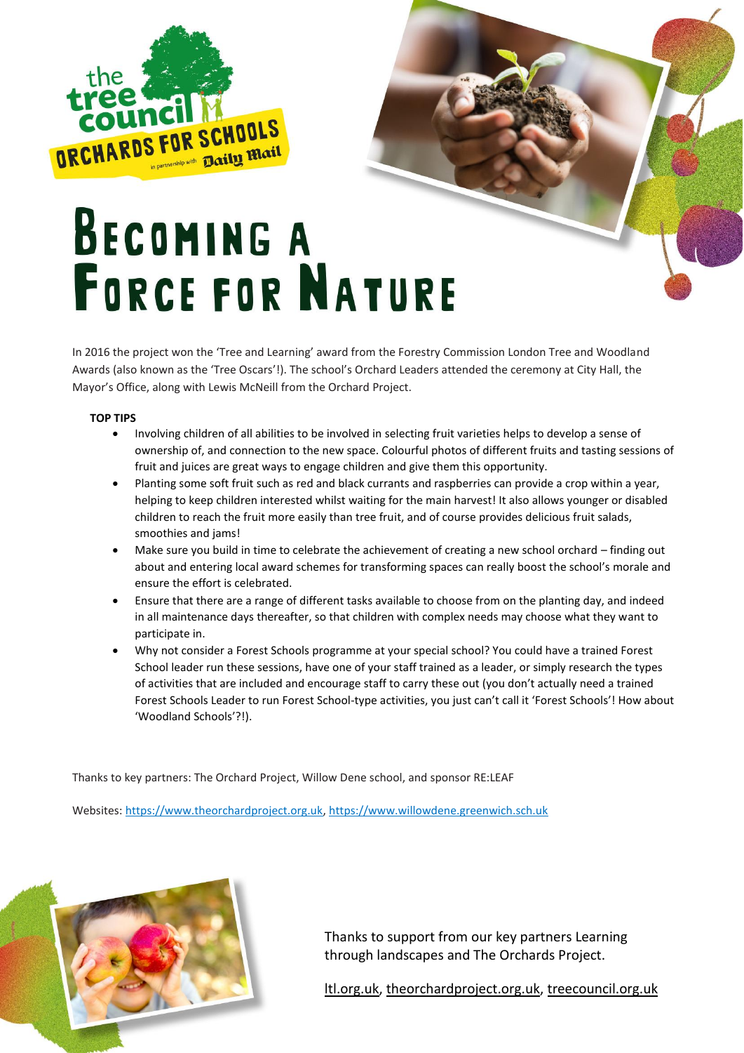the tree council
ORCHARDS FOR SCHOOLS
in partnership with Daily Mail

# Becoming a Force for Nature

In 2016 the project won the 'Tree and Learning' award from the Forestry Commission London Tree and Woodland Awards (also known as the 'Tree Oscars'!). The school's Orchard Leaders attended the ceremony at City Hall, the Mayor's Office, along with Lewis McNeill from the Orchard Project.

**TOP TIPS**

- Involving children of all abilities to be involved in selecting fruit varieties helps to develop a sense of ownership of, and connection to the new space. Colourful photos of different fruits and tasting sessions of fruit and juices are great ways to engage children and give them this opportunity.
- Planting some soft fruit such as red and black currants and raspberries can provide a crop within a year, helping to keep children interested whilst waiting for the main harvest! It also allows younger or disabled children to reach the fruit more easily than tree fruit, and of course provides delicious fruit salads, smoothies and jams!
- Make sure you build in time to celebrate the achievement of creating a new school orchard – finding out about and entering local award schemes for transforming spaces can really boost the school's morale and ensure the effort is celebrated.
- Ensure that there are a range of different tasks available to choose from on the planting day, and indeed in all maintenance days thereafter, so that children with complex needs may choose what they want to participate in.
- Why not consider a Forest Schools programme at your special school? You could have a trained Forest School leader run these sessions, have one of your staff trained as a leader, or simply research the types of activities that are included and encourage staff to carry these out (you don't actually need a trained Forest Schools Leader to run Forest School-type activities, you just can't call it 'Forest Schools'! How about 'Woodland Schools'?!).

Thanks to key partners: The Orchard Project, Willow Dene school, and sponsor RE:LEAF

Websites: https://www.theorchardproject.org.uk, https://www.willowdene.greenwich.sch.uk

Thanks to support from our key partners Learning through landscapes and The Orchards Project.

ltl.org.uk, theorchardproject.org.uk, treecouncil.org.uk